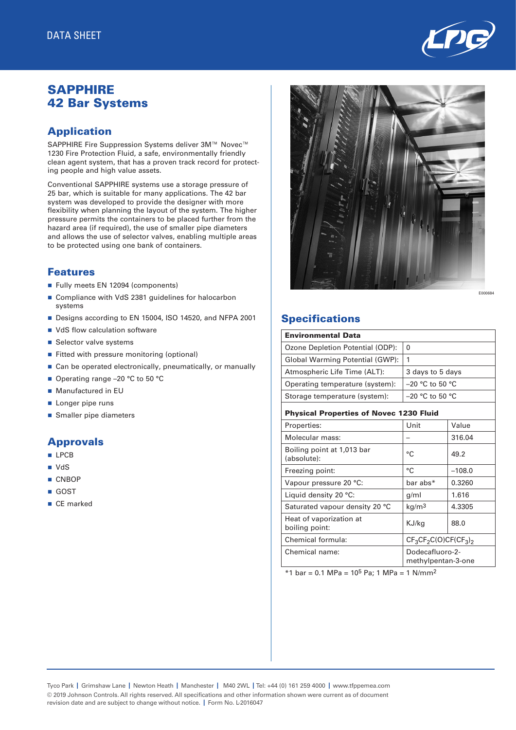DATA SHEET

# SAPPHIRE 42 Bar Systems

## Application

SAPPHIRE Fire Suppression Systems deliver 3M™ Novec™ 1230 Fire Protection Fluid, a safe, environmentally friendly clean agent system, that has a proven track record for protecting people and high value assets.

Conventional SAPPHIRE systems use a storage pressure of 25 bar, which is suitable for many applications. The 42 bar system was developed to provide the designer with more flexibility when planning the layout of the system. The higher pressure permits the containers to be placed further from the hazard area (if required), the use of smaller pipe diameters and allows the use of selector valves, enabling multiple areas to be protected using one bank of containers.

## Features

- Fully meets EN 12094 (components)
- Compliance with VdS 2381 guidelines for halocarbon systems
- Designs according to EN 15004, ISO 14520, and NFPA 2001
- VdS flow calculation software
- Selector valve systems
- Fitted with pressure monitoring (optional)
- Can be operated electronically, pneumatically, or manually
- Operating range –20 °C to 50 °C
- Manufactured in EU
- Longer pipe runs
- Smaller pipe diameters

## Approvals

- LPCB
- VdS
- CNBOP
- GOST
- CE marked

E000684

## Specifications

| **Environmental Data** | |
|---|---|
| Ozone Depletion Potential (ODP): | 0 |
| Global Warming Potential (GWP): | 1 |
| Atmospheric Life Time (ALT): | 3 days to 5 days |
| Operating temperature (system): | –20 °C to 50 °C |
| Storage temperature (system): | –20 °C to 50 °C |

| **Physical Properties of Novec 1230 Fluid** | | |
|---|---|---|
| Properties: | Unit | Value |
| Molecular mass: | – | 316.04 |
| Boiling point at 1,013 bar (absolute): | °C | 49.2 |
| Freezing point: | °C | –108.0 |
| Vapour pressure 20 °C: | bar abs* | 0.3260 |
| Liquid density 20 °C: | g/ml | 1.616 |
| Saturated vapour density 20 °C | $kg/m^3$ | 4.3305 |
| Heat of vaporization at boiling point: | KJ/kg | 88.0 |
| Chemical formula: | $CF_3CF_2C(O)CF(CF_3)_2$ | |
| Chemical name: | Dodecafluoro-2-methylpentan-3-one | |

*1 bar = 0.1 MPa = $10^5$ Pa; 1 MPa = 1 $N/mm^2$

Tyco Park | Grimshaw Lane | Newton Heath | Manchester | M40 2WL | Tel: +44 (0) 161 259 4000 | www.tfppemea.com
© 2019 Johnson Controls. All rights reserved. All specifications and other information shown were current as of document revision date and are subject to change without notice. | Form No. L-2016047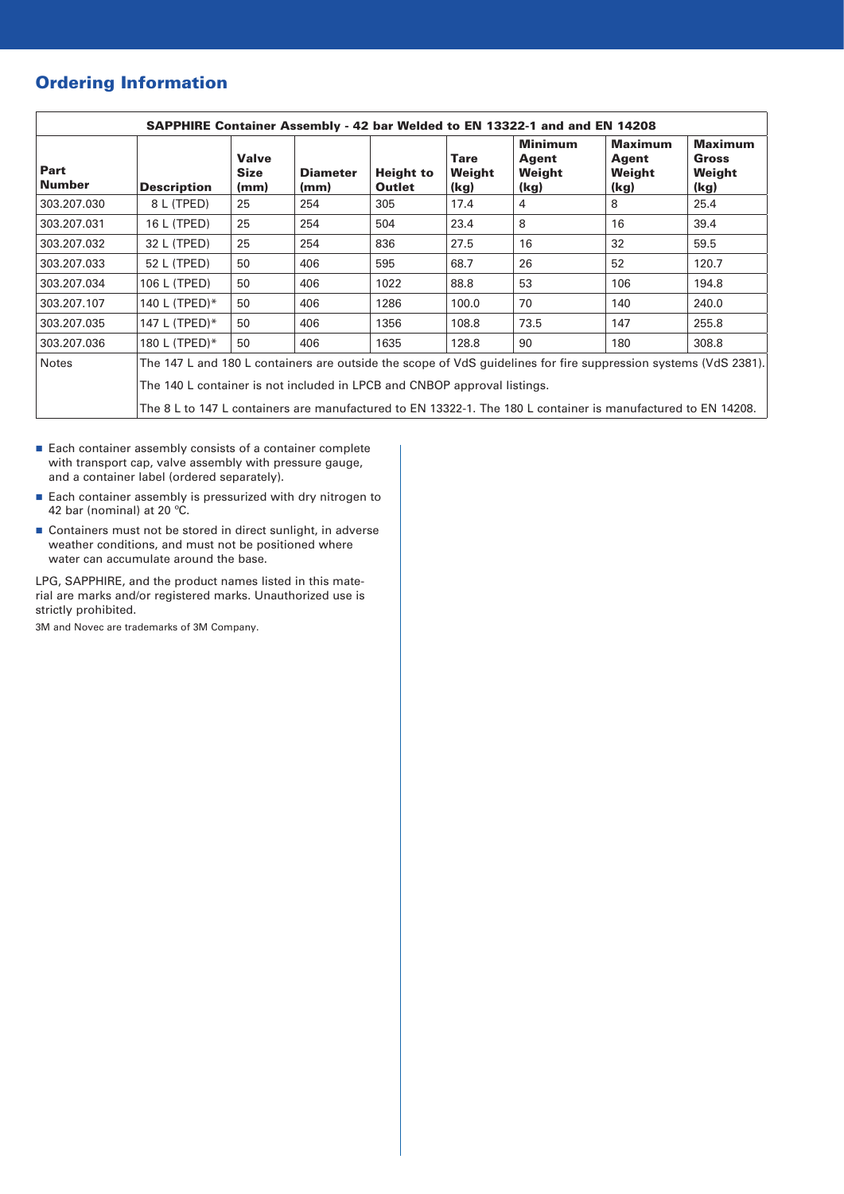## Ordering Information

| SAPPHIRE Container Assembly - 42 bar Welded to EN 13322-1 and and EN 14208 | | | | | | | | |
|---|---|---|---|---|---|---|---|---|
| **Part Number** | **Description** | **Valve Size (mm)** | **Diameter (mm)** | **Height to Outlet** | **Tare Weight (kg)** | **Minimum Agent Weight (kg)** | **Maximum Agent Weight (kg)** | **Maximum Gross Weight (kg)** |
| 303.207.030 | 8 L (TPED) | 25 | 254 | 305 | 17.4 | 4 | 8 | 25.4 |
| 303.207.031 | 16 L (TPED) | 25 | 254 | 504 | 23.4 | 8 | 16 | 39.4 |
| 303.207.032 | 32 L (TPED) | 25 | 254 | 836 | 27.5 | 16 | 32 | 59.5 |
| 303.207.033 | 52 L (TPED) | 50 | 406 | 595 | 68.7 | 26 | 52 | 120.7 |
| 303.207.034 | 106 L (TPED) | 50 | 406 | 1022 | 88.8 | 53 | 106 | 194.8 |
| 303.207.107 | 140 L (TPED)* | 50 | 406 | 1286 | 100.0 | 70 | 140 | 240.0 |
| 303.207.035 | 147 L (TPED)* | 50 | 406 | 1356 | 108.8 | 73.5 | 147 | 255.8 |
| 303.207.036 | 180 L (TPED)* | 50 | 406 | 1635 | 128.8 | 90 | 180 | 308.8 |
| Notes | The 147 L and 180 L containers are outside the scope of VdS guidelines for fire suppression systems (VdS 2381). The 140 L container is not included in LPCB and CNBOP approval listings. The 8 L to 147 L containers are manufactured to EN 13322-1. The 180 L container is manufactured to EN 14208. | | | | | | | |

- Each container assembly consists of a container complete with transport cap, valve assembly with pressure gauge, and a container label (ordered separately).
- Each container assembly is pressurized with dry nitrogen to 42 bar (nominal) at 20 °C.
- Containers must not be stored in direct sunlight, in adverse weather conditions, and must not be positioned where water can accumulate around the base.

LPG, SAPPHIRE, and the product names listed in this material are marks and/or registered marks. Unauthorized use is strictly prohibited.

3M and Novec are trademarks of 3M Company.